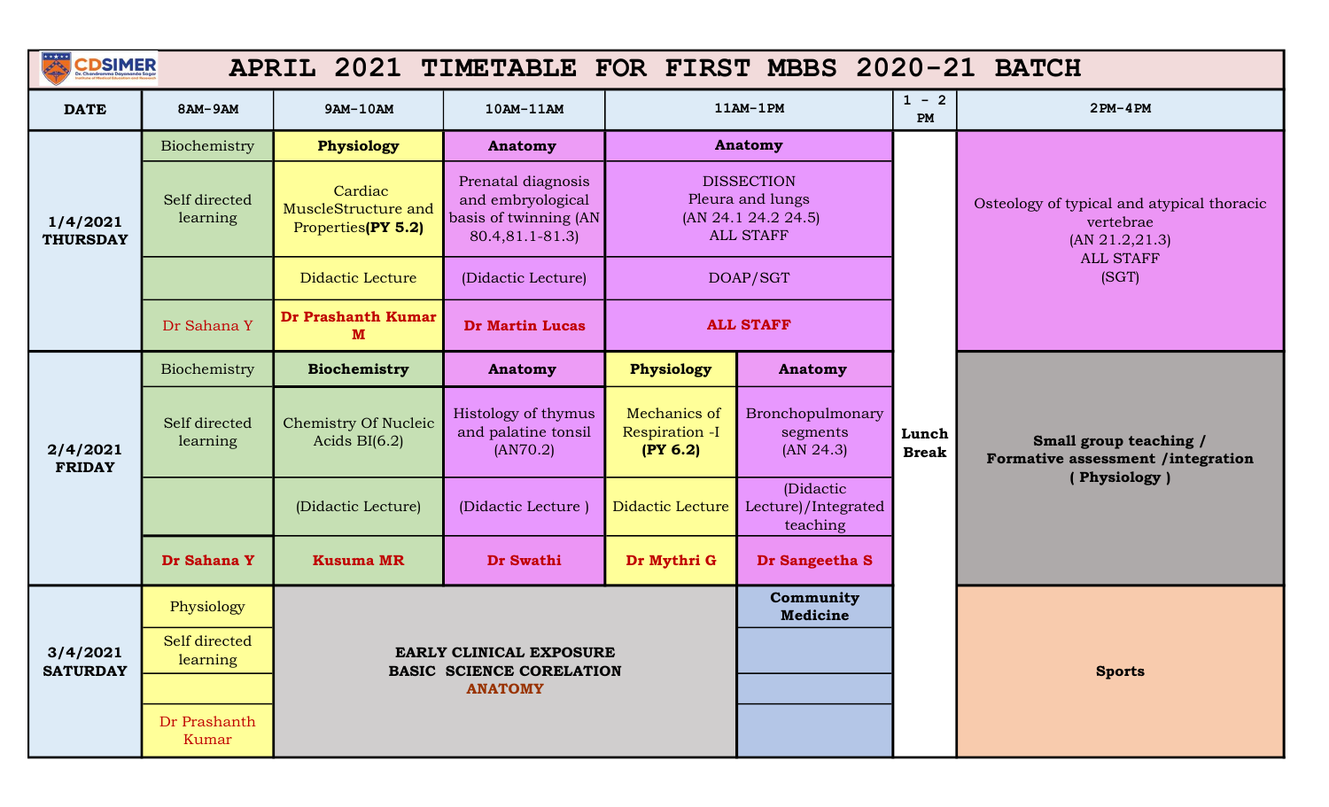# APRIL 2021 TIMETABLE FOR FIRST MBBS 2020-21 BATCH

| DATE | 8AM-9AM | 9AM-10AM | 10AM-11AM | 11AM-1PM | | 1 - 2 PM | 2PM-4PM |
|---|---|---|---|---|---|---|---|
| 1/4/2021 THURSDAY | Biochemistry<br>Self directed learning<br><br>Dr Sahana Y | **Physiology**<br>Cardiac MuscleStructure and Properties**(PY 5.2)**<br>Didactic Lecture<br>**Dr Prashanth Kumar M** | **Anatomy**<br>Prenatal diagnosis and embryological basis of twinning (AN 80.4,81.1-81.3)<br>(Didactic Lecture)<br>**Dr Martin Lucas** | **Anatomy**<br>DISSECTION<br>Pleura and lungs<br>(AN 24.1 24.2 24.5)<br>ALL STAFF<br>DOAP/SGT<br>**ALL STAFF** | | **Lunch Break** | Osteology of typical and atypical thoracic vertebrae<br>(AN 21.2,21.3)<br>ALL STAFF<br>(SGT) |
| 2/4/2021 FRIDAY | Biochemistry<br>Self directed learning<br><br>**Dr Sahana Y** | **Biochemistry**<br>Chemistry Of Nucleic Acids BI(6.2)<br>(Didactic Lecture)<br>**Kusuma MR** | **Anatomy**<br>Histology of thymus and palatine tonsil (AN70.2)<br>(Didactic Lecture )<br>**Dr Swathi** | **Physiology**<br>Mechanics of Respiration -I<br>**(PY 6.2)**<br>Didactic Lecture<br>**Dr Mythri G** | **Anatomy**<br>Bronchopulmonary segments<br>(AN 24.3)<br>(Didactic Lecture)/Integrated teaching<br>**Dr Sangeetha S** | | **Small group teaching / Formative assessment /integration ( Physiology )** |
| 3/4/2021 SATURDAY | Physiology<br>Self directed learning<br><br>Dr Prashanth Kumar | **EARLY CLINICAL EXPOSURE**<br>**BASIC SCIENCE CORELATION**<br>**ANATOMY** | | | **Community Medicine** | | **Sports** |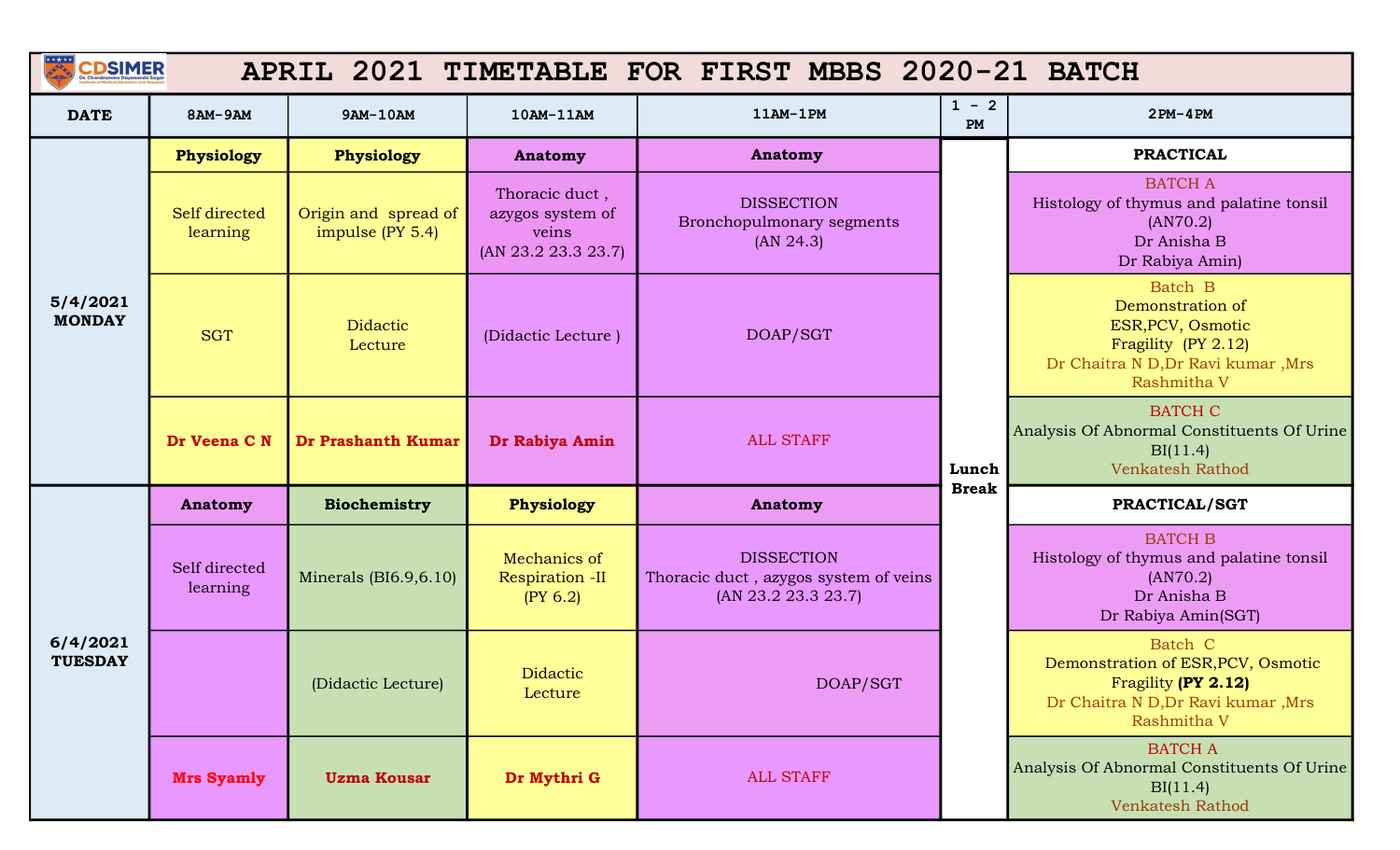# APRIL 2021 TIMETABLE FOR FIRST MBBS 2020-21 BATCH

| DATE | 8AM-9AM | 9AM-10AM | 10AM-11AM | 11AM-1PM | 1 - 2 PM | 2PM-4PM |
|---|---|---|---|---|---|---|
| 5/4/2021 MONDAY | **Physiology** | **Physiology** | **Anatomy** | **Anatomy** | Lunch Break | **PRACTICAL** |
| | Self directed learning | Origin and spread of impulse (PY 5.4) | Thoracic duct , azygos system of veins (AN 23.2 23.3 23.7) | DISSECTION Bronchopulmonary segments (AN 24.3) | | BATCH A Histology of thymus and palatine tonsil (AN70.2) Dr Anisha B Dr Rabiya Amin) |
| | SGT | Didactic Lecture | (Didactic Lecture ) | DOAP/SGT | | Batch B Demonstration of ESR,PCV, Osmotic Fragility (PY 2.12) Dr Chaitra N D,Dr Ravi kumar ,Mrs Rashmitha V |
| | **Dr Veena C N** | **Dr Prashanth Kumar** | **Dr Rabiya Amin** | ALL STAFF | | BATCH C Analysis Of Abnormal Constituents Of Urine BI(11.4) Venkatesh Rathod |
| 6/4/2021 TUESDAY | **Anatomy** | **Biochemistry** | **Physiology** | **Anatomy** | | **PRACTICAL/SGT** |
| | Self directed learning | Minerals (BI6.9,6.10) | Mechanics of Respiration -II (PY 6.2) | DISSECTION Thoracic duct , azygos system of veins (AN 23.2 23.3 23.7) | | BATCH B Histology of thymus and palatine tonsil (AN70.2) Dr Anisha B Dr Rabiya Amin(SGT) |
| | | (Didactic Lecture) | Didactic Lecture | DOAP/SGT | | Batch C Demonstration of ESR,PCV, Osmotic Fragility **(PY 2.12)** Dr Chaitra N D,Dr Ravi kumar ,Mrs Rashmitha V |
| | **Mrs Syamly** | **Uzma Kousar** | **Dr Mythri G** | ALL STAFF | | BATCH A Analysis Of Abnormal Constituents Of Urine BI(11.4) Venkatesh Rathod |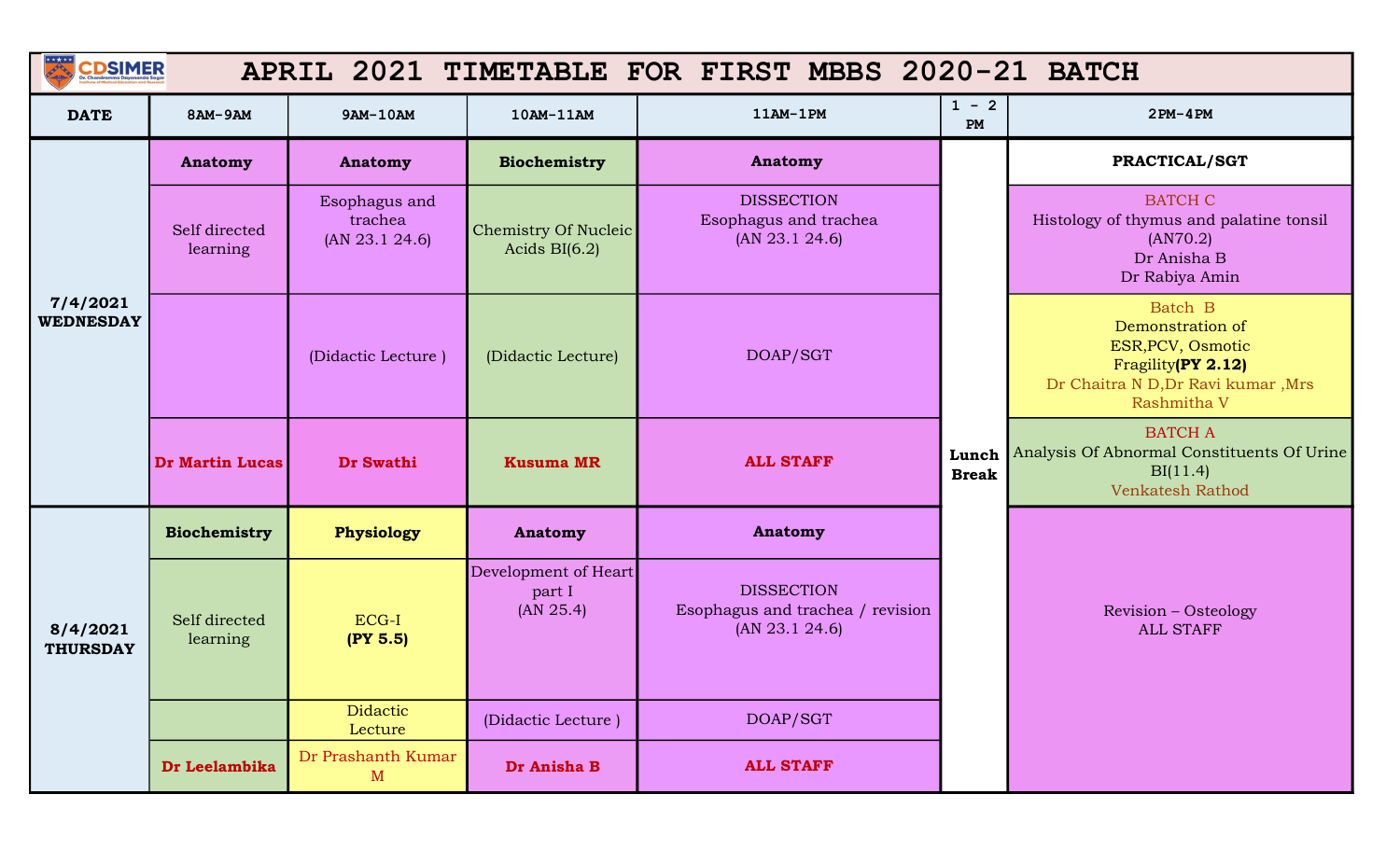# APRIL 2021 TIMETABLE FOR FIRST MBBS 2020-21 BATCH

| DATE | 8AM-9AM | 9AM-10AM | 10AM-11AM | 11AM-1PM | 1 - 2 PM | 2PM-4PM |
|---|---|---|---|---|---|---|
| 7/4/2021 WEDNESDAY | **Anatomy** | **Anatomy** | **Biochemistry** | **Anatomy** | Lunch Break | **PRACTICAL/SGT** |
| | Self directed learning | Esophagus and trachea (AN 23.1 24.6) | Chemistry Of Nucleic Acids BI(6.2) | DISSECTION Esophagus and trachea (AN 23.1 24.6) | | BATCH C Histology of thymus and palatine tonsil (AN70.2) Dr Anisha B Dr Rabiya Amin |
| | | (Didactic Lecture ) | (Didactic Lecture) | DOAP/SGT | | Batch B Demonstration of ESR,PCV, Osmotic Fragility**(PY 2.12)** Dr Chaitra N D,Dr Ravi kumar ,Mrs Rashmitha V |
| | **Dr Martin Lucas** | **Dr Swathi** | **Kusuma MR** | **ALL STAFF** | | BATCH A Analysis Of Abnormal Constituents Of Urine BI(11.4) Venkatesh Rathod |
| 8/4/2021 THURSDAY | **Biochemistry** | **Physiology** | **Anatomy** | **Anatomy** | | Revision – Osteology ALL STAFF |
| | Self directed learning | ECG-I **(PY 5.5)** | Development of Heart part I (AN 25.4) | DISSECTION Esophagus and trachea / revision (AN 23.1 24.6) | | |
| | | Didactic Lecture | (Didactic Lecture ) | DOAP/SGT | | |
| | **Dr Leelambika** | Dr Prashanth Kumar M | **Dr Anisha B** | **ALL STAFF** | | |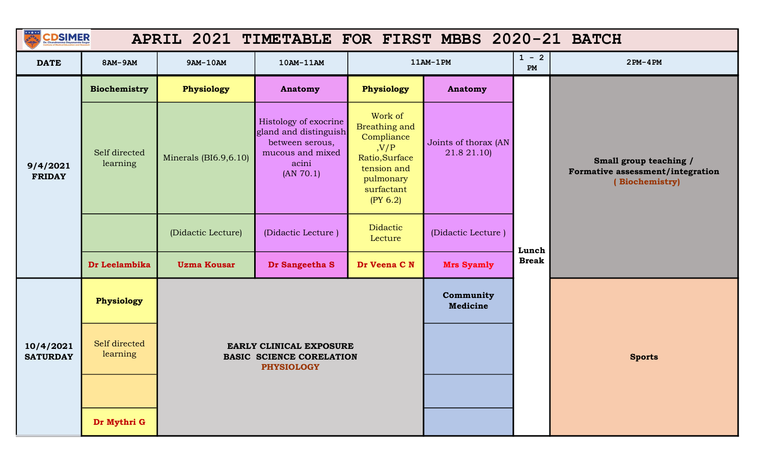# APRIL 2021 TIMETABLE FOR FIRST MBBS 2020-21 BATCH

| DATE | 8AM-9AM | 9AM-10AM | 10AM-11AM | 11AM-1PM | | 1 - 2 PM | 2PM-4PM |
|---|---|---|---|---|---|---|---|
| 9/4/2021 FRIDAY | **Biochemistry** | **Physiology** | **Anatomy** | **Physiology** | **Anatomy** | Lunch Break | **Small group teaching / Formative assessment/integration ( Biochemistry)** |
| | Self directed learning | Minerals (BI6.9,6.10) | Histology of exocrine gland and distinguish between serous, mucous and mixed acini (AN 70.1) | Work of Breathing and Compliance ,V/P Ratio,Surface tension and pulmonary surfactant (PY 6.2) | Joints of thorax (AN 21.8 21.10) | | |
| | | (Didactic Lecture) | (Didactic Lecture ) | Didactic Lecture | (Didactic Lecture ) | | |
| | **Dr Leelambika** | **Uzma Kousar** | **Dr Sangeetha S** | **Dr Veena C N** | **Mrs Syamly** | | |
| 10/4/2021 SATURDAY | **Physiology** | **EARLY CLINICAL EXPOSURE BASIC SCIENCE CORELATION PHYSIOLOGY** | | | **Community Medicine** | | **Sports** |
| | Self directed learning | | | | | | |
| | | | | | | | |
| | **Dr Mythri G** | | | | | | |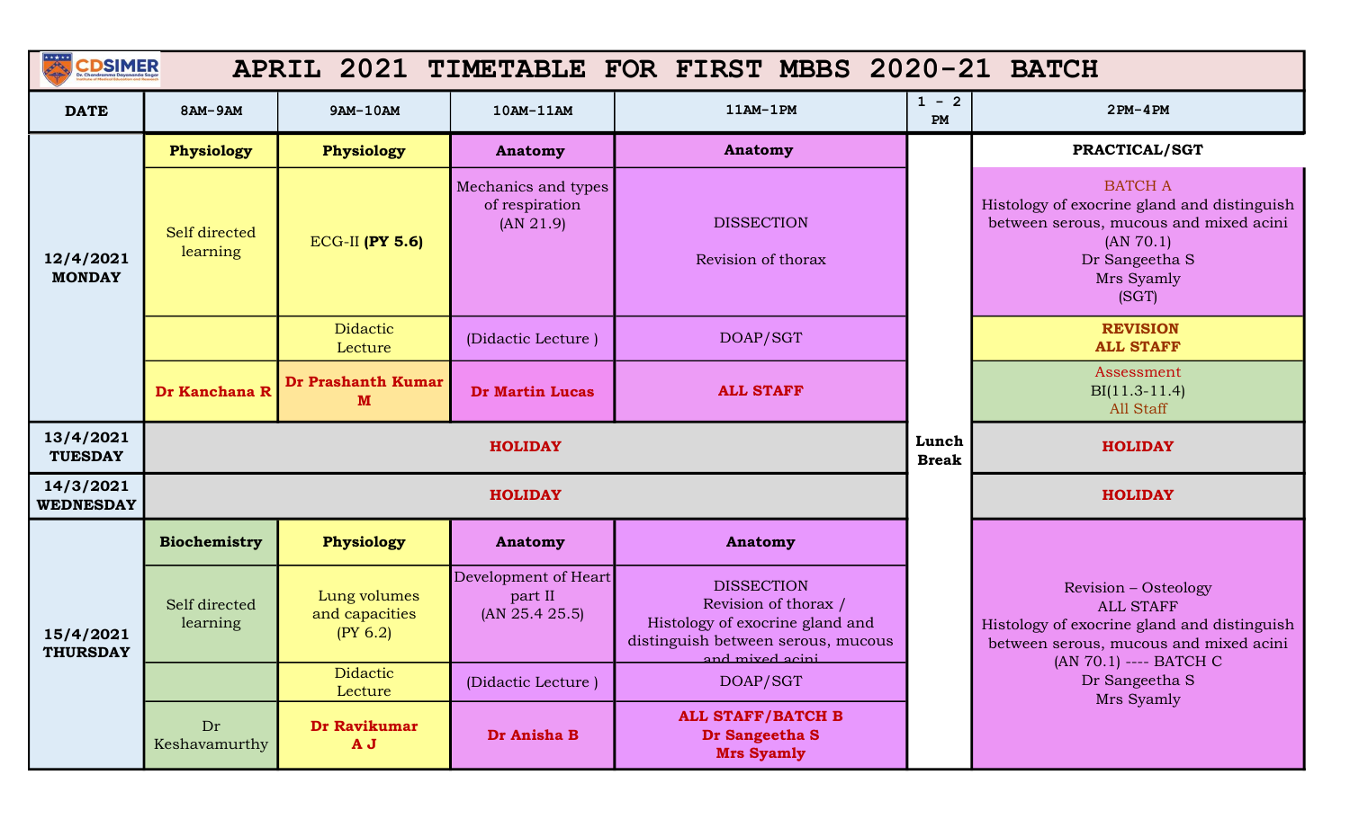# APRIL 2021 TIMETABLE FOR FIRST MBBS 2020-21 BATCH

| DATE | 8AM-9AM | 9AM-10AM | 10AM-11AM | 11AM-1PM | 1 - 2 PM | 2PM-4PM |
|---|---|---|---|---|---|---|
| **12/4/2021 MONDAY** | **Physiology** | **Physiology** | **Anatomy** | **Anatomy** | Lunch Break | **PRACTICAL/SGT** |
| | Self directed learning | ECG-II **(PY 5.6)** | Mechanics and types of respiration (AN 21.9) | DISSECTION<br>Revision of thorax | | BATCH A<br>Histology of exocrine gland and distinguish between serous, mucous and mixed acini (AN 70.1)<br>Dr Sangeetha S<br>Mrs Syamly<br>(SGT) |
| | | Didactic Lecture | (Didactic Lecture ) | DOAP/SGT | | **REVISION ALL STAFF** |
| | **Dr Kanchana R** | **Dr Prashanth Kumar M** | **Dr Martin Lucas** | **ALL STAFF** | | Assessment<br>BI(11.3-11.4)<br>All Staff |
| **13/4/2021 TUESDAY** | **HOLIDAY** | | | | | **HOLIDAY** |
| **14/3/2021 WEDNESDAY** | **HOLIDAY** | | | | | **HOLIDAY** |
| **15/4/2021 THURSDAY** | **Biochemistry** | **Physiology** | **Anatomy** | **Anatomy** | | Revision – Osteology<br>ALL STAFF<br>Histology of exocrine gland and distinguish between serous, mucous and mixed acini (AN 70.1) ---- BATCH C<br>Dr Sangeetha S<br>Mrs Syamly |
| | Self directed learning | Lung volumes and capacities (PY 6.2) | Development of Heart part II (AN 25.4 25.5) | DISSECTION<br>Revision of thorax /<br>Histology of exocrine gland and distinguish between serous, mucous and mixed acini | | |
| | | Didactic Lecture | (Didactic Lecture ) | DOAP/SGT | | |
| | Dr Keshavamurthy | **Dr Ravikumar A J** | **Dr Anisha B** | **ALL STAFF/BATCH B**<br>**Dr Sangeetha S**<br>**Mrs Syamly** | | |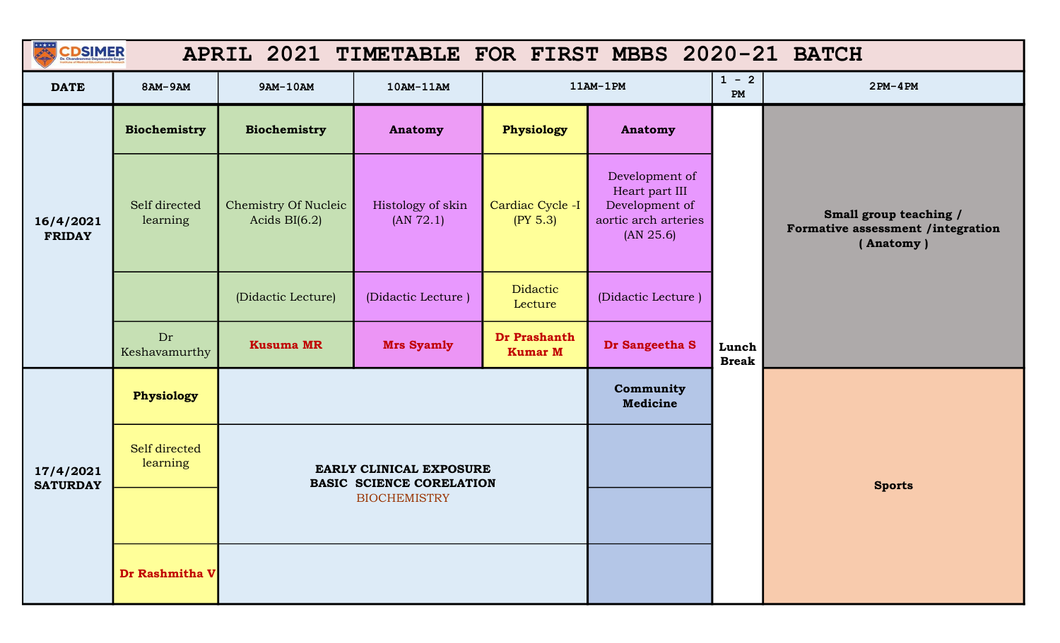# APRIL 2021 TIMETABLE FOR FIRST MBBS 2020-21 BATCH

| DATE | 8AM-9AM | 9AM-10AM | 10AM-11AM | 11AM-1PM | | 1 - 2 PM | 2PM-4PM |
|---|---|---|---|---|---|---|---|
| 16/4/2021 FRIDAY | **Biochemistry** | **Biochemistry** | **Anatomy** | **Physiology** | **Anatomy** | Lunch Break | **Small group teaching / Formative assessment /integration ( Anatomy )** |
| | Self directed learning | Chemistry Of Nucleic Acids BI(6.2) | Histology of skin (AN 72.1) | Cardiac Cycle -I (PY 5.3) | Development of Heart part III Development of aortic arch arteries (AN 25.6) | | |
| | | (Didactic Lecture) | (Didactic Lecture ) | Didactic Lecture | (Didactic Lecture ) | | |
| | Dr Keshavamurthy | **Kusuma MR** | **Mrs Syamly** | **Dr Prashanth Kumar M** | **Dr Sangeetha S** | | |
| 17/4/2021 SATURDAY | **Physiology** | **EARLY CLINICAL EXPOSURE BASIC SCIENCE CORELATION** BIOCHEMISTRY | | | **Community Medicine** | | **Sports** |
| | Self directed learning | | | | | | |
| | | | | | | | |
| | **Dr Rashmitha V** | | | | | | |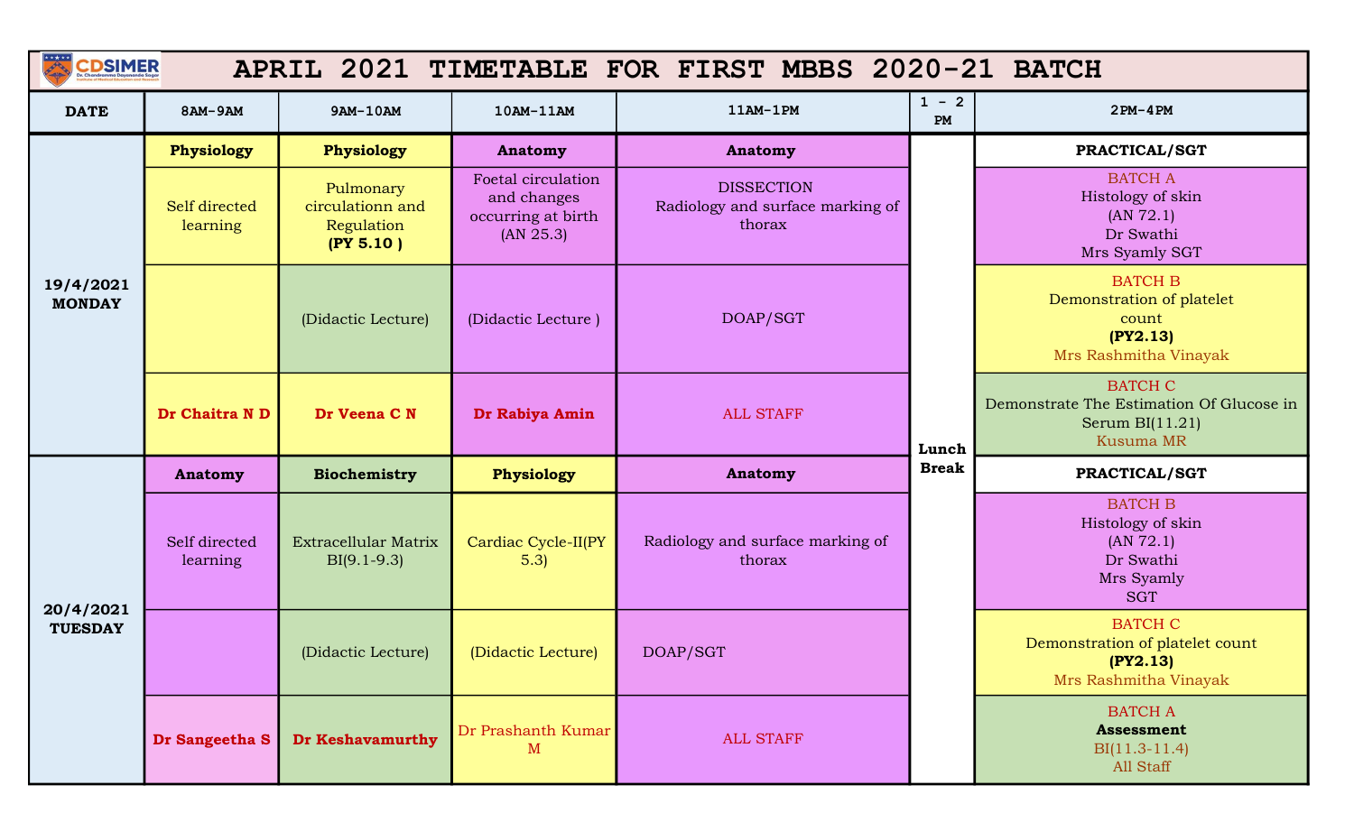# APRIL 2021 TIMETABLE FOR FIRST MBBS 2020-21 BATCH

| DATE | 8AM-9AM | 9AM-10AM | 10AM-11AM | 11AM-1PM | 1 - 2 PM | 2PM-4PM |
|---|---|---|---|---|---|---|
| **19/4/2021 MONDAY** | **Physiology** | **Physiology** | **Anatomy** | **Anatomy** | **Lunch Break** | **PRACTICAL/SGT** |
| | Self directed learning | Pulmonary circulationn and Regulation **(PY 5.10 )** | Foetal circulation and changes occurring at birth (AN 25.3) | DISSECTION Radiology and surface marking of thorax | | BATCH A Histology of skin (AN 72.1) Dr Swathi Mrs Syamly SGT |
| | | (Didactic Lecture) | (Didactic Lecture ) | DOAP/SGT | | BATCH B Demonstration of platelet count **(PY2.13)** Mrs Rashmitha Vinayak |
| | **Dr Chaitra N D** | **Dr Veena C N** | **Dr Rabiya Amin** | ALL STAFF | | BATCH C Demonstrate The Estimation Of Glucose in Serum BI(11.21) Kusuma MR |
| **20/4/2021 TUESDAY** | **Anatomy** | **Biochemistry** | **Physiology** | **Anatomy** | | **PRACTICAL/SGT** |
| | Self directed learning | Extracellular Matrix BI(9.1-9.3) | Cardiac Cycle-II(PY 5.3) | Radiology and surface marking of thorax | | BATCH B Histology of skin (AN 72.1) Dr Swathi Mrs Syamly SGT |
| | | (Didactic Lecture) | (Didactic Lecture) | DOAP/SGT | | BATCH C Demonstration of platelet count **(PY2.13)** Mrs Rashmitha Vinayak |
| | **Dr Sangeetha S** | **Dr Keshavamurthy** | Dr Prashanth Kumar M | ALL STAFF | | BATCH A **Assessment** BI(11.3-11.4) All Staff |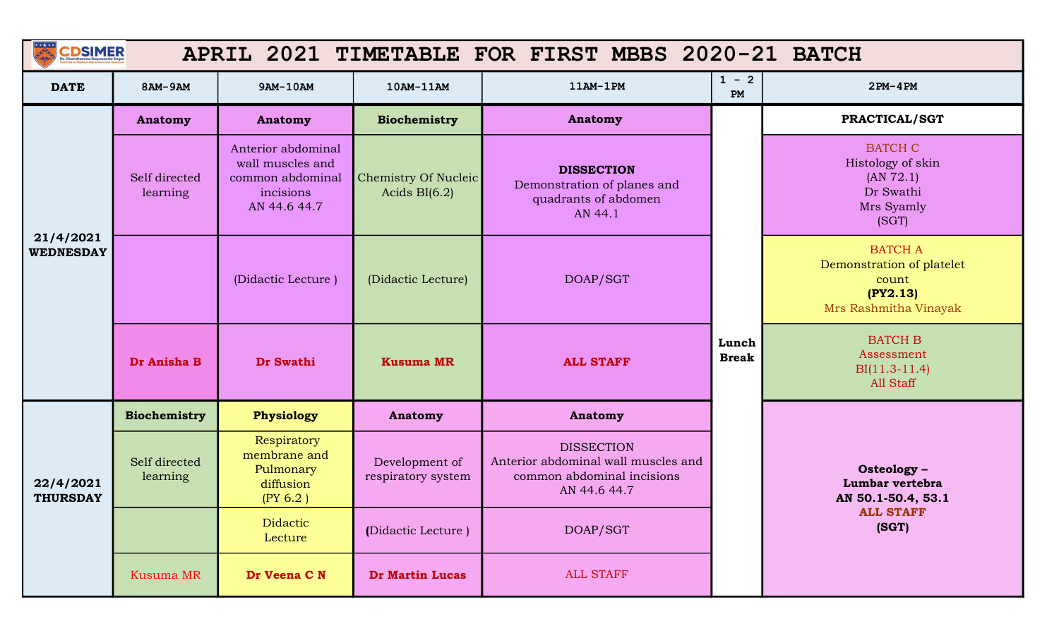# APRIL 2021 TIMETABLE FOR FIRST MBBS 2020-21 BATCH

| DATE | 8AM-9AM | 9AM-10AM | 10AM-11AM | 11AM-1PM | 1 - 2 PM | 2PM-4PM |
|---|---|---|---|---|---|---|
| **21/4/2021 WEDNESDAY** | **Anatomy** | **Anatomy** | **Biochemistry** | **Anatomy** | Lunch Break | **PRACTICAL/SGT** |
| | Self directed learning | Anterior abdominal wall muscles and common abdominal incisions AN 44.6 44.7 | Chemistry Of Nucleic Acids BI(6.2) | **DISSECTION** Demonstration of planes and quadrants of abdomen AN 44.1 | | BATCH C Histology of skin (AN 72.1) Dr Swathi Mrs Syamly (SGT) |
| | | (Didactic Lecture ) | (Didactic Lecture) | DOAP/SGT | | BATCH A Demonstration of platelet count **(PY2.13)** Mrs Rashmitha Vinayak |
| | **Dr Anisha B** | **Dr Swathi** | **Kusuma MR** | **ALL STAFF** | | BATCH B Assessment BI(11.3-11.4) All Staff |
| **22/4/2021 THURSDAY** | **Biochemistry** | **Physiology** | **Anatomy** | **Anatomy** | | **Osteology – Lumbar vertebra AN 50.1-50.4, 53.1 ALL STAFF (SGT)** |
| | Self directed learning | Respiratory membrane and Pulmonary diffusion (PY 6.2 ) | Development of respiratory system | DISSECTION Anterior abdominal wall muscles and common abdominal incisions AN 44.6 44.7 | | |
| | | Didactic Lecture | (Didactic Lecture ) | DOAP/SGT | | |
| | Kusuma MR | **Dr Veena C N** | **Dr Martin Lucas** | ALL STAFF | | |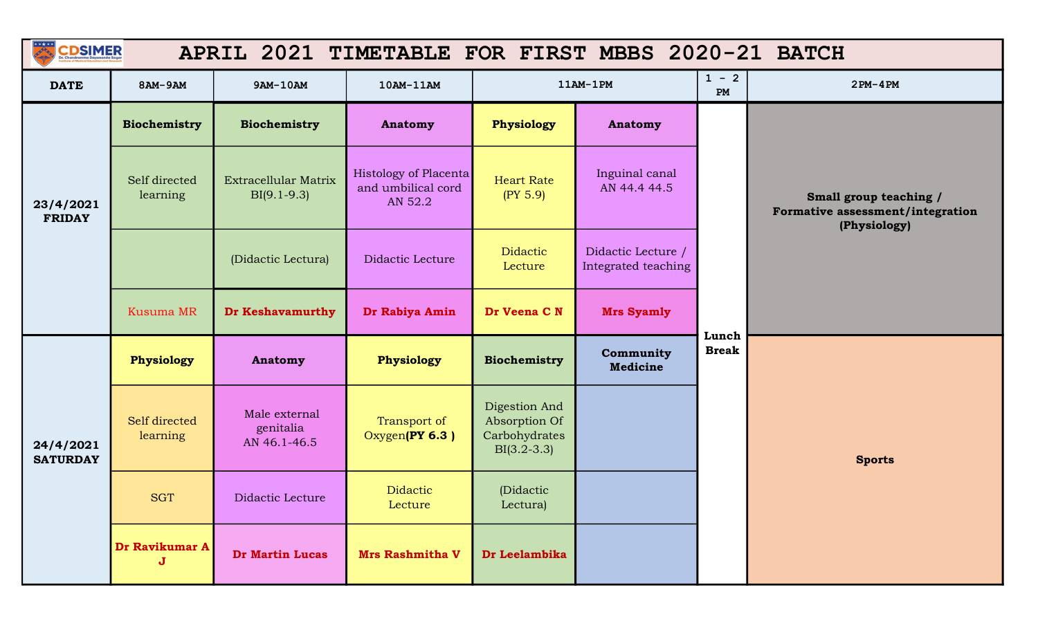# APRIL 2021 TIMETABLE FOR FIRST MBBS 2020-21 BATCH

| DATE | 8AM-9AM | 9AM-10AM | 10AM-11AM | 11AM-1PM | | 1 - 2 PM | 2PM-4PM |
|---|---|---|---|---|---|---|---|
| 23/4/2021 FRIDAY | **Biochemistry** | **Biochemistry** | **Anatomy** | **Physiology** | **Anatomy** | Lunch Break | **Small group teaching / Formative assessment/integration (Physiology)** |
| | Self directed learning | Extracellular Matrix BI(9.1-9.3) | Histology of Placenta and umbilical cord AN 52.2 | Heart Rate (PY 5.9) | Inguinal canal AN 44.4 44.5 | | |
| | | (Didactic Lectura) | Didactic Lecture | Didactic Lecture | Didactic Lecture / Integrated teaching | | |
| | Kusuma MR | **Dr Keshavamurthy** | **Dr Rabiya Amin** | **Dr Veena C N** | **Mrs Syamly** | | |
| 24/4/2021 SATURDAY | **Physiology** | **Anatomy** | **Physiology** | **Biochemistry** | **Community Medicine** | | **Sports** |
| | Self directed learning | Male external genitalia AN 46.1-46.5 | Transport of Oxygen**(PY 6.3 )** | Digestion And Absorption Of Carbohydrates BI(3.2-3.3) | | | |
| | SGT | Didactic Lecture | Didactic Lecture | (Didactic Lectura) | | | |
| | **Dr Ravikumar A J** | **Dr Martin Lucas** | **Mrs Rashmitha V** | **Dr Leelambika** | | | |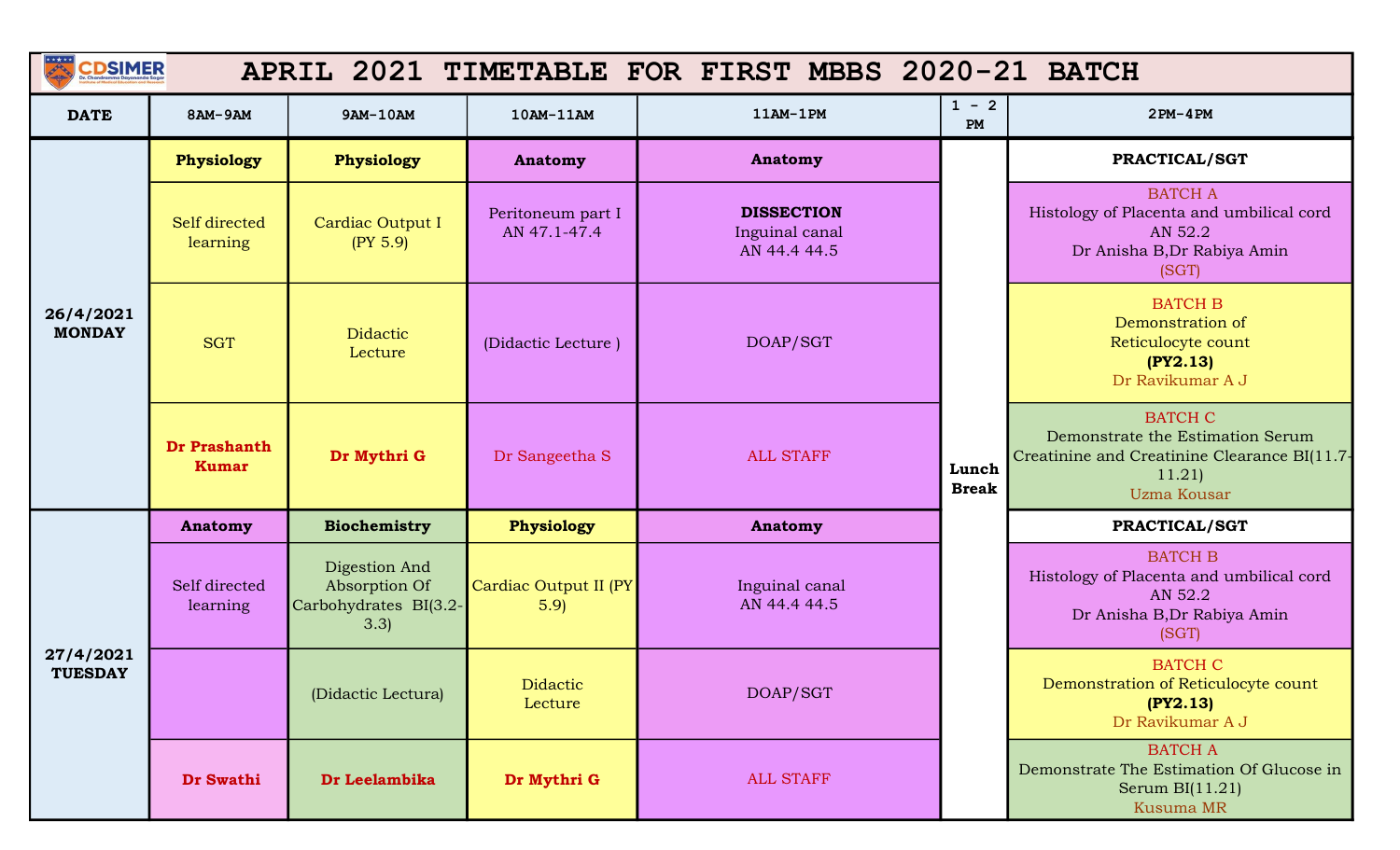# APRIL 2021 TIMETABLE FOR FIRST MBBS 2020-21 BATCH

| DATE | 8AM-9AM | 9AM-10AM | 10AM-11AM | 11AM-1PM | 1 - 2 PM | 2PM-4PM |
|---|---|---|---|---|---|---|
| **26/4/2021 MONDAY** | **Physiology** | **Physiology** | **Anatomy** | **Anatomy** | Lunch Break | **PRACTICAL/SGT** |
| | Self directed learning | Cardiac Output I (PY 5.9) | Peritoneum part I AN 47.1-47.4 | **DISSECTION** Inguinal canal AN 44.4 44.5 | | BATCH A Histology of Placenta and umbilical cord AN 52.2 Dr Anisha B,Dr Rabiya Amin (SGT) |
| | SGT | Didactic Lecture | (Didactic Lecture ) | DOAP/SGT | | BATCH B Demonstration of Reticulocyte count **(PY2.13)** Dr Ravikumar A J |
| | **Dr Prashanth Kumar** | **Dr Mythri G** | Dr Sangeetha S | ALL STAFF | | BATCH C Demonstrate the Estimation Serum Creatinine and Creatinine Clearance BI(11.7-11.21) Uzma Kousar |
| **27/4/2021 TUESDAY** | **Anatomy** | **Biochemistry** | **Physiology** | **Anatomy** | | **PRACTICAL/SGT** |
| | Self directed learning | Digestion And Absorption Of Carbohydrates BI(3.2-3.3) | Cardiac Output II (PY 5.9) | Inguinal canal AN 44.4 44.5 | | BATCH B Histology of Placenta and umbilical cord AN 52.2 Dr Anisha B,Dr Rabiya Amin (SGT) |
| | | (Didactic Lectura) | Didactic Lecture | DOAP/SGT | | BATCH C Demonstration of Reticulocyte count **(PY2.13)** Dr Ravikumar A J |
| | **Dr Swathi** | **Dr Leelambika** | **Dr Mythri G** | ALL STAFF | | BATCH A Demonstrate The Estimation Of Glucose in Serum BI(11.21) Kusuma MR |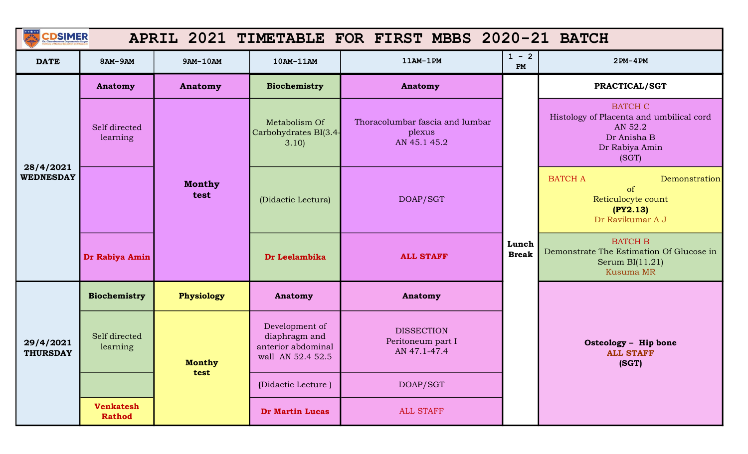# APRIL 2021 TIMETABLE FOR FIRST MBBS 2020-21 BATCH

| DATE | 8AM-9AM | 9AM-10AM | 10AM-11AM | 11AM-1PM | 1 - 2 PM | 2PM-4PM |
|---|---|---|---|---|---|---|
| 28/4/2021 WEDNESDAY | **Anatomy** | **Anatomy** | **Biochemistry** | **Anatomy** | Lunch Break | **PRACTICAL/SGT** |
| | Self directed learning | Monthy test | Metabolism Of Carbohydrates BI(3.4-3.10) | Thoracolumbar fascia and lumbar plexus AN 45.1 45.2 | | BATCH C Histology of Placenta and umbilical cord AN 52.2 Dr Anisha B Dr Rabiya Amin (SGT) |
| | | | (Didactic Lectura) | DOAP/SGT | | BATCH A Demonstration of Reticulocyte count **(PY2.13)** Dr Ravikumar A J |
| | **Dr Rabiya Amin** | | **Dr Leelambika** | **ALL STAFF** | | BATCH B Demonstrate The Estimation Of Glucose in Serum BI(11.21) Kusuma MR |
| 29/4/2021 THURSDAY | **Biochemistry** | **Physiology** | **Anatomy** | **Anatomy** | | Osteology – Hip bone **ALL STAFF** **(SGT)** |
| | Self directed learning | Monthy test | Development of diaphragm and anterior abdominal wall AN 52.4 52.5 | DISSECTION Peritoneum part I AN 47.1-47.4 | | |
| | | | (Didactic Lecture ) | DOAP/SGT | | |
| | **Venkatesh Rathod** | | **Dr Martin Lucas** | ALL STAFF | | |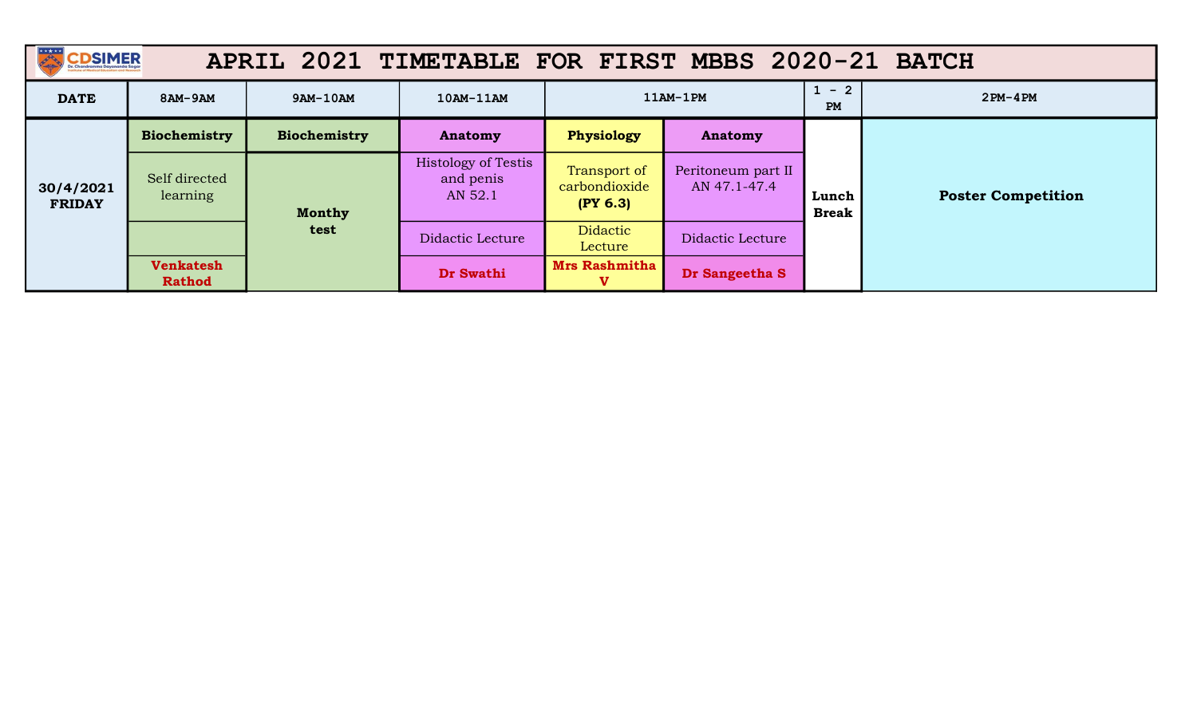# APRIL 2021 TIMETABLE FOR FIRST MBBS 2020-21 BATCH

| DATE | 8AM-9AM | 9AM-10AM | 10AM-11AM | 11AM-1PM | | 1 - 2 PM | 2PM-4PM |
|---|---|---|---|---|---|---|---|
| **30/4/2021 FRIDAY** | **Biochemistry** | **Biochemistry** | **Anatomy** | **Physiology** | **Anatomy** | **Lunch Break** | **Poster Competition** |
| | Self directed learning | **Monthy test** | Histology of Testis and penis AN 52.1 | Transport of carbondioxide **(PY 6.3)** | Peritoneum part II AN 47.1-47.4 | | |
| | | | Didactic Lecture | Didactic Lecture | Didactic Lecture | | |
| | **Venkatesh Rathod** | | **Dr Swathi** | **Mrs Rashmitha V** | **Dr Sangeetha S** | | |